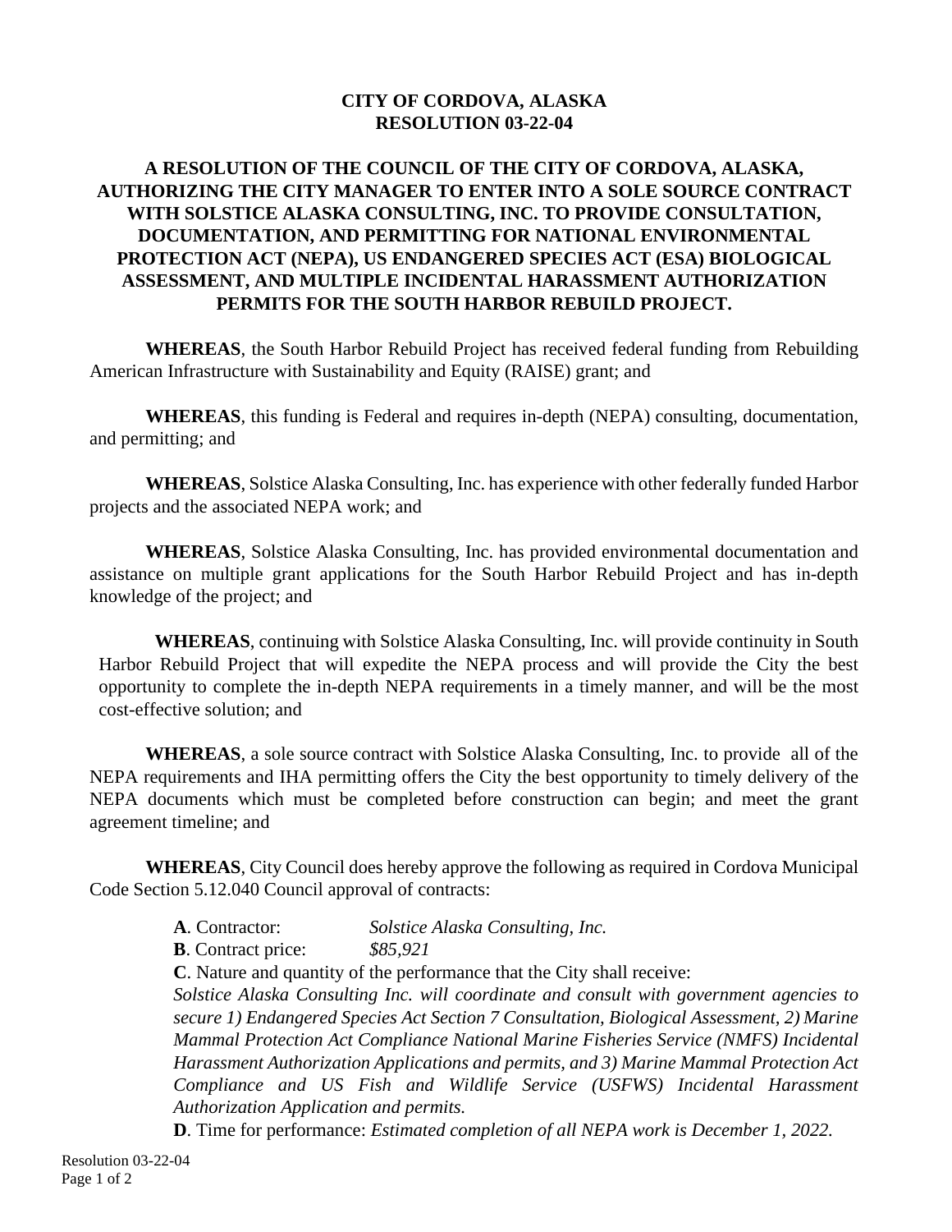# CITY OF CORDOVA, ALASKA
# RESOLUTION 03-22-04

## A RESOLUTION OF THE COUNCIL OF THE CITY OF CORDOVA, ALASKA, AUTHORIZING THE CITY MANAGER TO ENTER INTO A SOLE SOURCE CONTRACT WITH SOLSTICE ALASKA CONSULTING, INC. TO PROVIDE CONSULTATION, DOCUMENTATION, AND PERMITTING FOR NATIONAL ENVIRONMENTAL PROTECTION ACT (NEPA), US ENDANGERED SPECIES ACT (ESA) BIOLOGICAL ASSESSMENT, AND MULTIPLE INCIDENTAL HARASSMENT AUTHORIZATION PERMITS FOR THE SOUTH HARBOR REBUILD PROJECT.

**WHEREAS**, the South Harbor Rebuild Project has received federal funding from Rebuilding American Infrastructure with Sustainability and Equity (RAISE) grant; and

**WHEREAS**, this funding is Federal and requires in-depth (NEPA) consulting, documentation, and permitting; and

**WHEREAS**, Solstice Alaska Consulting, Inc. has experience with other federally funded Harbor projects and the associated NEPA work; and

**WHEREAS**, Solstice Alaska Consulting, Inc. has provided environmental documentation and assistance on multiple grant applications for the South Harbor Rebuild Project and has in-depth knowledge of the project; and

**WHEREAS**, continuing with Solstice Alaska Consulting, Inc. will provide continuity in South Harbor Rebuild Project that will expedite the NEPA process and will provide the City the best opportunity to complete the in-depth NEPA requirements in a timely manner, and will be the most cost-effective solution; and

**WHEREAS**, a sole source contract with Solstice Alaska Consulting, Inc. to provide all of the NEPA requirements and IHA permitting offers the City the best opportunity to timely delivery of the NEPA documents which must be completed before construction can begin; and meet the grant agreement timeline; and

**WHEREAS**, City Council does hereby approve the following as required in Cordova Municipal Code Section 5.12.040 Council approval of contracts:

**A**. Contractor: *Solstice Alaska Consulting, Inc.*

**B**. Contract price: *$85,921*

**C**. Nature and quantity of the performance that the City shall receive:
*Solstice Alaska Consulting Inc. will coordinate and consult with government agencies to secure 1) Endangered Species Act Section 7 Consultation, Biological Assessment, 2) Marine Mammal Protection Act Compliance National Marine Fisheries Service (NMFS) Incidental Harassment Authorization Applications and permits, and 3) Marine Mammal Protection Act Compliance and US Fish and Wildlife Service (USFWS) Incidental Harassment Authorization Application and permits.*

**D**. Time for performance: *Estimated completion of all NEPA work is December 1, 2022.*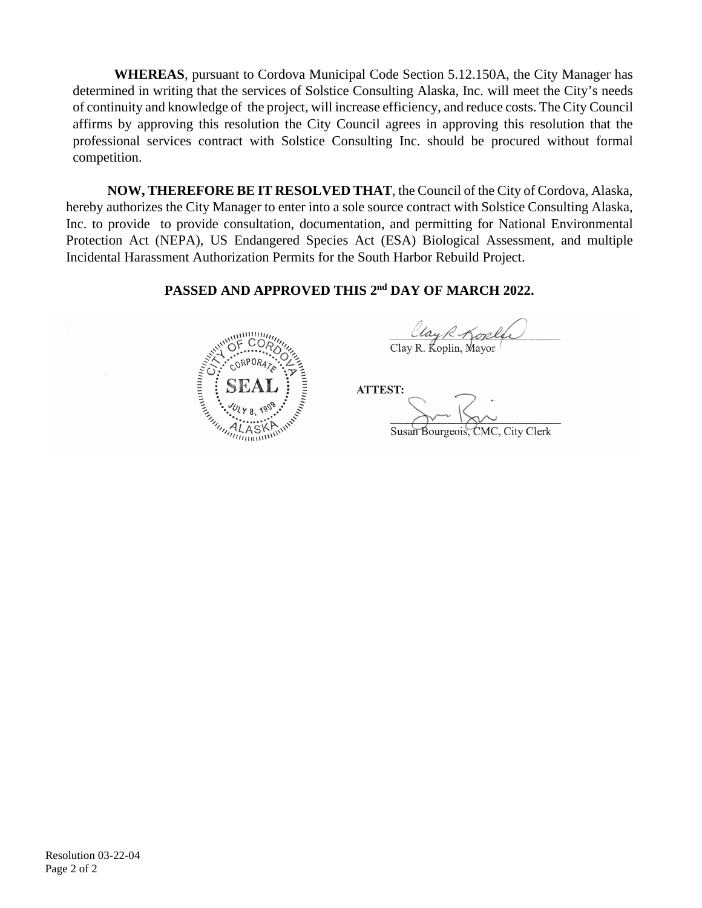**WHEREAS**, pursuant to Cordova Municipal Code Section 5.12.150A, the City Manager has determined in writing that the services of Solstice Consulting Alaska, Inc. will meet the City's needs of continuity and knowledge of the project, will increase efficiency, and reduce costs. The City Council affirms by approving this resolution the City Council agrees in approving this resolution that the professional services contract with Solstice Consulting Inc. should be procured without formal competition.

**NOW, THEREFORE BE IT RESOLVED THAT**, the Council of the City of Cordova, Alaska, hereby authorizes the City Manager to enter into a sole source contract with Solstice Consulting Alaska, Inc. to provide to provide consultation, documentation, and permitting for National Environmental Protection Act (NEPA), US Endangered Species Act (ESA) Biological Assessment, and multiple Incidental Harassment Authorization Permits for the South Harbor Rebuild Project.

**PASSED AND APPROVED THIS 2nd DAY OF MARCH 2022.**

CITY OF CORDOVA CORPORATE SEAL JULY 8, 1909 ALASKA

Clay R. Koplin, Mayor

**ATTEST:**

Susan Bourgeois, CMC, City Clerk

Resolution 03-22-04